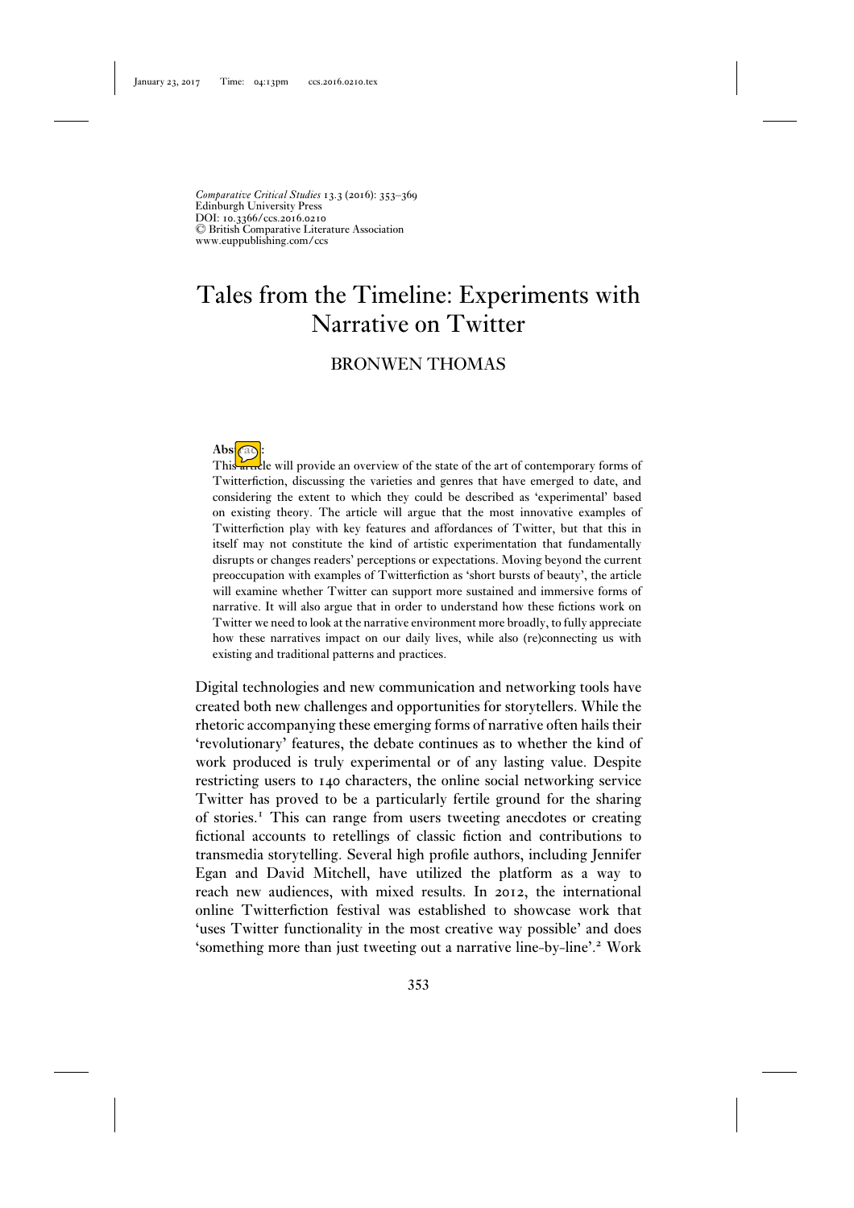*Comparative Critical Studies* 13.3 (2016): 353–369
Edinburgh University Press
DOI: 10.3366/ccs.2016.0210
© British Comparative Literature Association
www.euppublishing.com/ccs

# Tales from the Timeline: Experiments with Narrative on Twitter

## BRONWEN THOMAS

**Abstract:**

This article will provide an overview of the state of the art of contemporary forms of Twitterfiction, discussing the varieties and genres that have emerged to date, and considering the extent to which they could be described as 'experimental' based on existing theory. The article will argue that the most innovative examples of Twitterfiction play with key features and affordances of Twitter, but that this in itself may not constitute the kind of artistic experimentation that fundamentally disrupts or changes readers' perceptions or expectations. Moving beyond the current preoccupation with examples of Twitterfiction as 'short bursts of beauty', the article will examine whether Twitter can support more sustained and immersive forms of narrative. It will also argue that in order to understand how these fictions work on Twitter we need to look at the narrative environment more broadly, to fully appreciate how these narratives impact on our daily lives, while also (re)connecting us with existing and traditional patterns and practices.

Digital technologies and new communication and networking tools have created both new challenges and opportunities for storytellers. While the rhetoric accompanying these emerging forms of narrative often hails their 'revolutionary' features, the debate continues as to whether the kind of work produced is truly experimental or of any lasting value. Despite restricting users to 140 characters, the online social networking service Twitter has proved to be a particularly fertile ground for the sharing of stories.[1] This can range from users tweeting anecdotes or creating fictional accounts to retellings of classic fiction and contributions to transmedia storytelling. Several high profile authors, including Jennifer Egan and David Mitchell, have utilized the platform as a way to reach new audiences, with mixed results. In 2012, the international online Twitterfiction festival was established to showcase work that 'uses Twitter functionality in the most creative way possible' and does 'something more than just tweeting out a narrative line-by-line'.[2] Work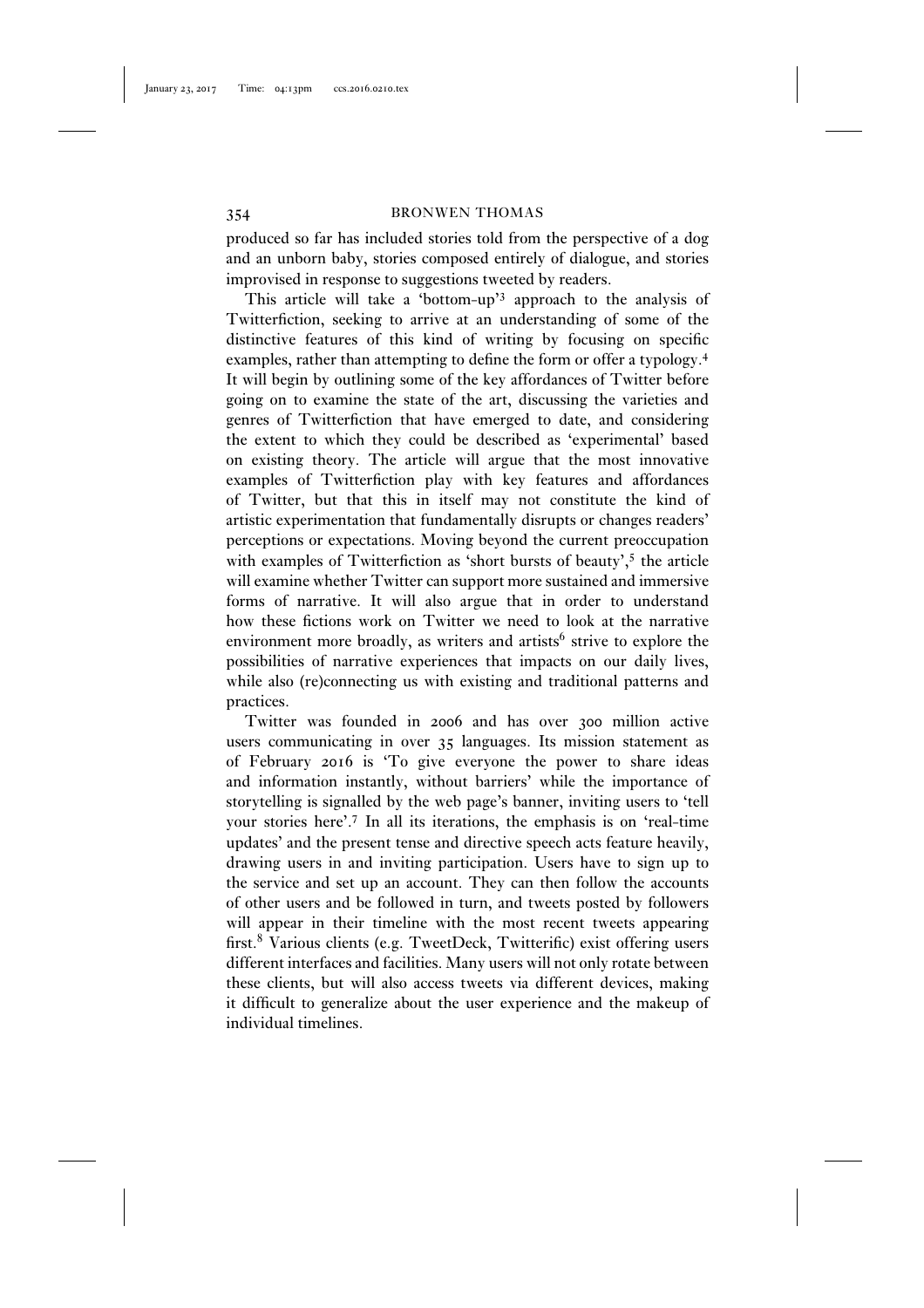produced so far has included stories told from the perspective of a dog and an unborn baby, stories composed entirely of dialogue, and stories improvised in response to suggestions tweeted by readers.

This article will take a 'bottom-up'[3] approach to the analysis of Twitterfiction, seeking to arrive at an understanding of some of the distinctive features of this kind of writing by focusing on specific examples, rather than attempting to define the form or offer a typology.[4] It will begin by outlining some of the key affordances of Twitter before going on to examine the state of the art, discussing the varieties and genres of Twitterfiction that have emerged to date, and considering the extent to which they could be described as 'experimental' based on existing theory. The article will argue that the most innovative examples of Twitterfiction play with key features and affordances of Twitter, but that this in itself may not constitute the kind of artistic experimentation that fundamentally disrupts or changes readers' perceptions or expectations. Moving beyond the current preoccupation with examples of Twitterfiction as 'short bursts of beauty',[5] the article will examine whether Twitter can support more sustained and immersive forms of narrative. It will also argue that in order to understand how these fictions work on Twitter we need to look at the narrative environment more broadly, as writers and artists[6] strive to explore the possibilities of narrative experiences that impacts on our daily lives, while also (re)connecting us with existing and traditional patterns and practices.

Twitter was founded in 2006 and has over 300 million active users communicating in over 35 languages. Its mission statement as of February 2016 is 'To give everyone the power to share ideas and information instantly, without barriers' while the importance of storytelling is signalled by the web page's banner, inviting users to 'tell your stories here'.[7] In all its iterations, the emphasis is on 'real-time updates' and the present tense and directive speech acts feature heavily, drawing users in and inviting participation. Users have to sign up to the service and set up an account. They can then follow the accounts of other users and be followed in turn, and tweets posted by followers will appear in their timeline with the most recent tweets appearing first.[8] Various clients (e.g. TweetDeck, Twitterific) exist offering users different interfaces and facilities. Many users will not only rotate between these clients, but will also access tweets via different devices, making it difficult to generalize about the user experience and the makeup of individual timelines.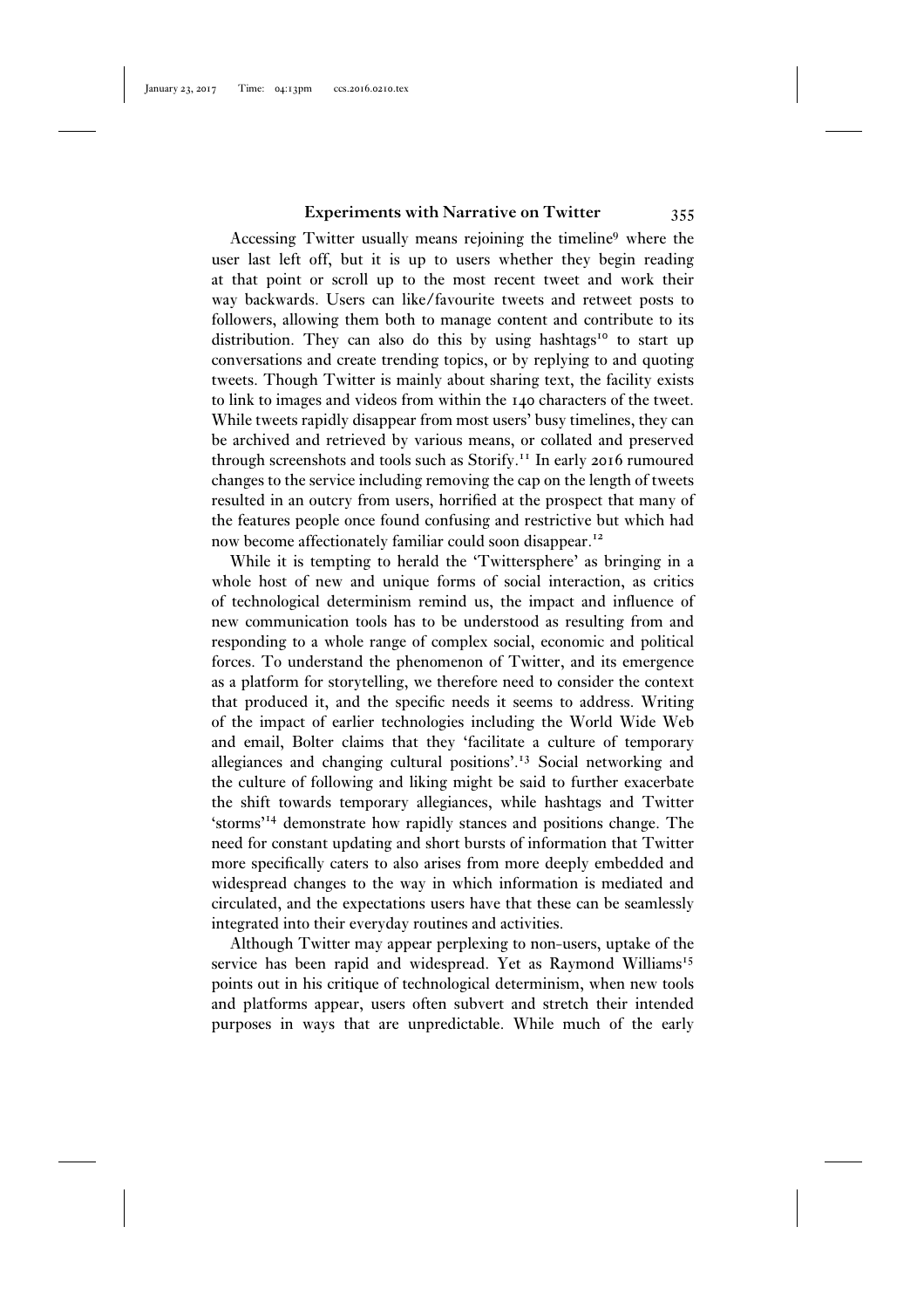Accessing Twitter usually means rejoining the timeline[9] where the user last left off, but it is up to users whether they begin reading at that point or scroll up to the most recent tweet and work their way backwards. Users can like/favourite tweets and retweet posts to followers, allowing them both to manage content and contribute to its distribution. They can also do this by using hashtags[10] to start up conversations and create trending topics, or by replying to and quoting tweets. Though Twitter is mainly about sharing text, the facility exists to link to images and videos from within the 140 characters of the tweet. While tweets rapidly disappear from most users' busy timelines, they can be archived and retrieved by various means, or collated and preserved through screenshots and tools such as Storify.[11] In early 2016 rumoured changes to the service including removing the cap on the length of tweets resulted in an outcry from users, horrified at the prospect that many of the features people once found confusing and restrictive but which had now become affectionately familiar could soon disappear.[12]

While it is tempting to herald the 'Twittersphere' as bringing in a whole host of new and unique forms of social interaction, as critics of technological determinism remind us, the impact and influence of new communication tools has to be understood as resulting from and responding to a whole range of complex social, economic and political forces. To understand the phenomenon of Twitter, and its emergence as a platform for storytelling, we therefore need to consider the context that produced it, and the specific needs it seems to address. Writing of the impact of earlier technologies including the World Wide Web and email, Bolter claims that they 'facilitate a culture of temporary allegiances and changing cultural positions'.[13] Social networking and the culture of following and liking might be said to further exacerbate the shift towards temporary allegiances, while hashtags and Twitter 'storms'[14] demonstrate how rapidly stances and positions change. The need for constant updating and short bursts of information that Twitter more specifically caters to also arises from more deeply embedded and widespread changes to the way in which information is mediated and circulated, and the expectations users have that these can be seamlessly integrated into their everyday routines and activities.

Although Twitter may appear perplexing to non-users, uptake of the service has been rapid and widespread. Yet as Raymond Williams[15] points out in his critique of technological determinism, when new tools and platforms appear, users often subvert and stretch their intended purposes in ways that are unpredictable. While much of the early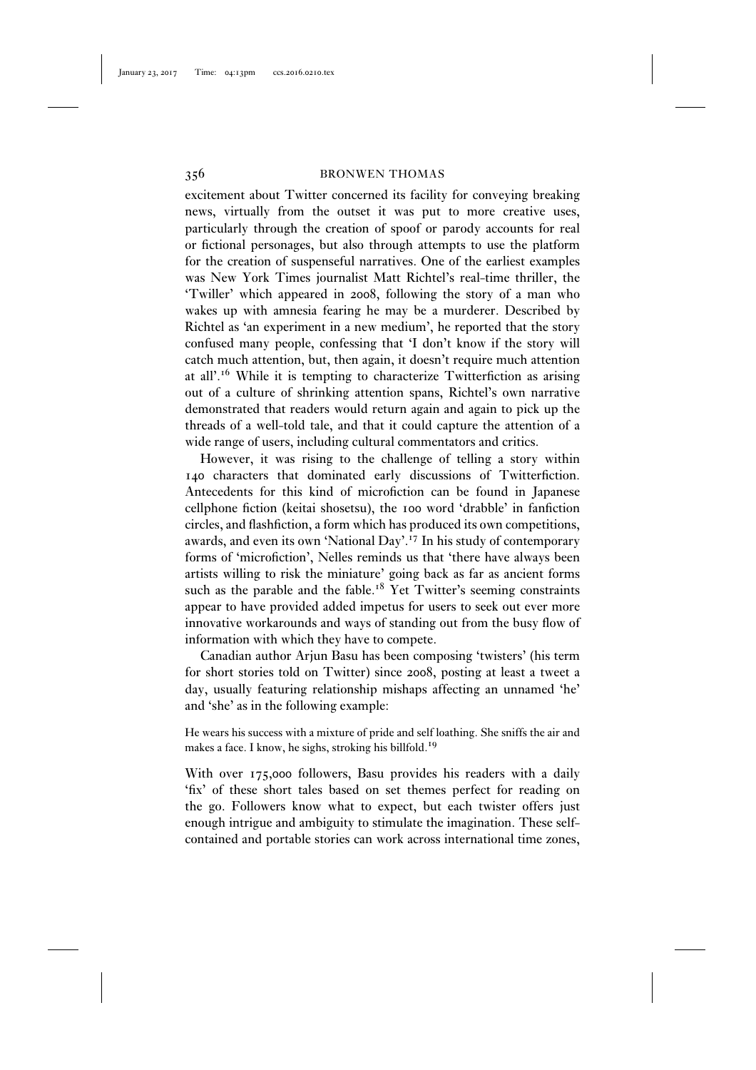excitement about Twitter concerned its facility for conveying breaking news, virtually from the outset it was put to more creative uses, particularly through the creation of spoof or parody accounts for real or fictional personages, but also through attempts to use the platform for the creation of suspenseful narratives. One of the earliest examples was New York Times journalist Matt Richtel's real-time thriller, the 'Twiller' which appeared in 2008, following the story of a man who wakes up with amnesia fearing he may be a murderer. Described by Richtel as 'an experiment in a new medium', he reported that the story confused many people, confessing that 'I don't know if the story will catch much attention, but, then again, it doesn't require much attention at all'.[16] While it is tempting to characterize Twitterfiction as arising out of a culture of shrinking attention spans, Richtel's own narrative demonstrated that readers would return again and again to pick up the threads of a well-told tale, and that it could capture the attention of a wide range of users, including cultural commentators and critics.

However, it was rising to the challenge of telling a story within 140 characters that dominated early discussions of Twitterfiction. Antecedents for this kind of microfiction can be found in Japanese cellphone fiction (keitai shosetsu), the 100 word 'drabble' in fanfiction circles, and flashfiction, a form which has produced its own competitions, awards, and even its own 'National Day'.[17] In his study of contemporary forms of 'microfiction', Nelles reminds us that 'there have always been artists willing to risk the miniature' going back as far as ancient forms such as the parable and the fable.[18] Yet Twitter's seeming constraints appear to have provided added impetus for users to seek out ever more innovative workarounds and ways of standing out from the busy flow of information with which they have to compete.

Canadian author Arjun Basu has been composing 'twisters' (his term for short stories told on Twitter) since 2008, posting at least a tweet a day, usually featuring relationship mishaps affecting an unnamed 'he' and 'she' as in the following example:

> He wears his success with a mixture of pride and self loathing. She sniffs the air and makes a face. I know, he sighs, stroking his billfold.[19]

With over 175,000 followers, Basu provides his readers with a daily 'fix' of these short tales based on set themes perfect for reading on the go. Followers know what to expect, but each twister offers just enough intrigue and ambiguity to stimulate the imagination. These self-contained and portable stories can work across international time zones,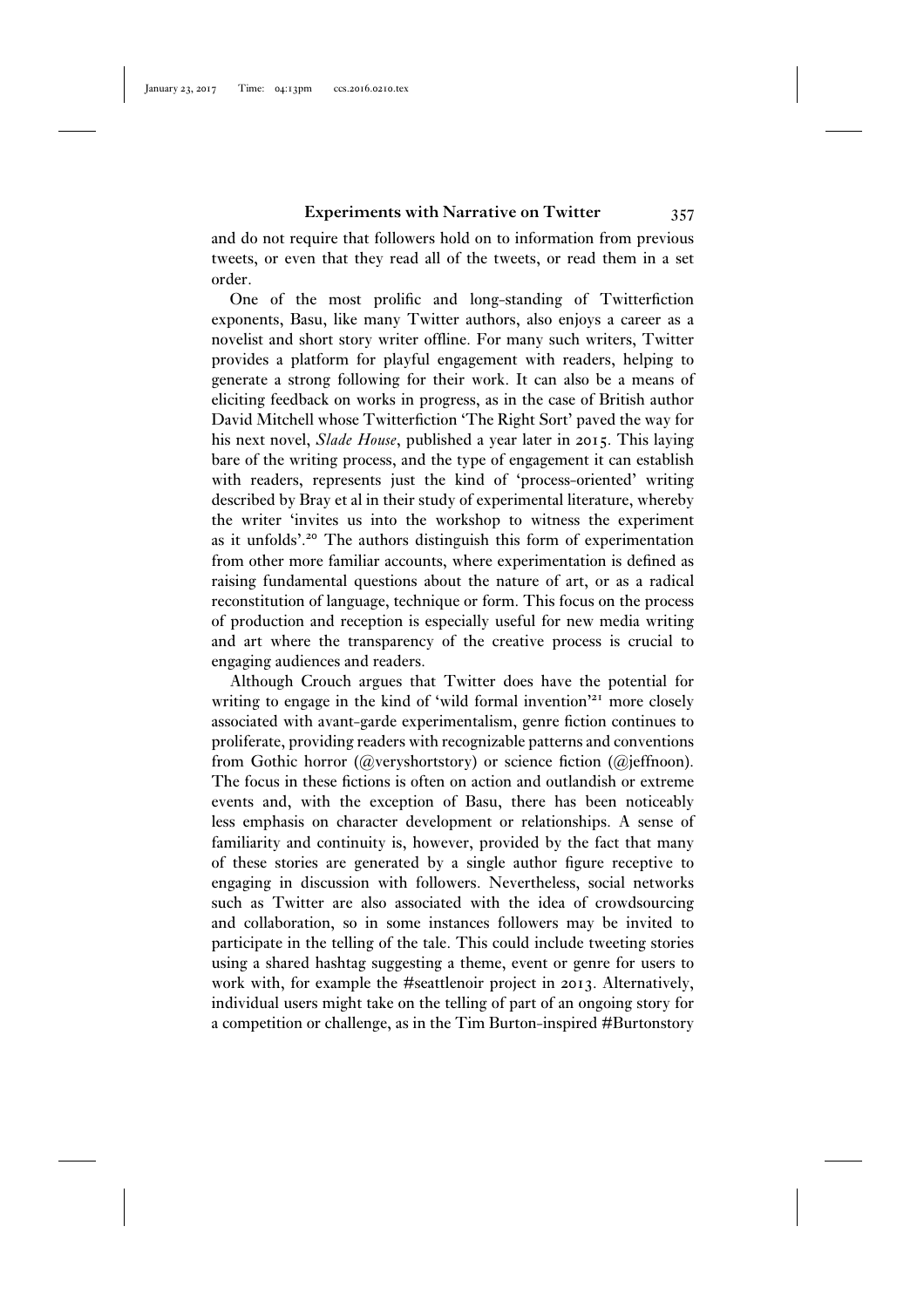and do not require that followers hold on to information from previous tweets, or even that they read all of the tweets, or read them in a set order.

One of the most prolific and long-standing of Twitterfiction exponents, Basu, like many Twitter authors, also enjoys a career as a novelist and short story writer offline. For many such writers, Twitter provides a platform for playful engagement with readers, helping to generate a strong following for their work. It can also be a means of eliciting feedback on works in progress, as in the case of British author David Mitchell whose Twitterfiction 'The Right Sort' paved the way for his next novel, *Slade House*, published a year later in 2015. This laying bare of the writing process, and the type of engagement it can establish with readers, represents just the kind of 'process-oriented' writing described by Bray et al in their study of experimental literature, whereby the writer 'invites us into the workshop to witness the experiment as it unfolds'.[20] The authors distinguish this form of experimentation from other more familiar accounts, where experimentation is defined as raising fundamental questions about the nature of art, or as a radical reconstitution of language, technique or form. This focus on the process of production and reception is especially useful for new media writing and art where the transparency of the creative process is crucial to engaging audiences and readers.

Although Crouch argues that Twitter does have the potential for writing to engage in the kind of 'wild formal invention'[21] more closely associated with avant-garde experimentalism, genre fiction continues to proliferate, providing readers with recognizable patterns and conventions from Gothic horror (@veryshortstory) or science fiction (@jeffnoon). The focus in these fictions is often on action and outlandish or extreme events and, with the exception of Basu, there has been noticeably less emphasis on character development or relationships. A sense of familiarity and continuity is, however, provided by the fact that many of these stories are generated by a single author figure receptive to engaging in discussion with followers. Nevertheless, social networks such as Twitter are also associated with the idea of crowdsourcing and collaboration, so in some instances followers may be invited to participate in the telling of the tale. This could include tweeting stories using a shared hashtag suggesting a theme, event or genre for users to work with, for example the #seattlenoir project in 2013. Alternatively, individual users might take on the telling of part of an ongoing story for a competition or challenge, as in the Tim Burton-inspired #Burtonstory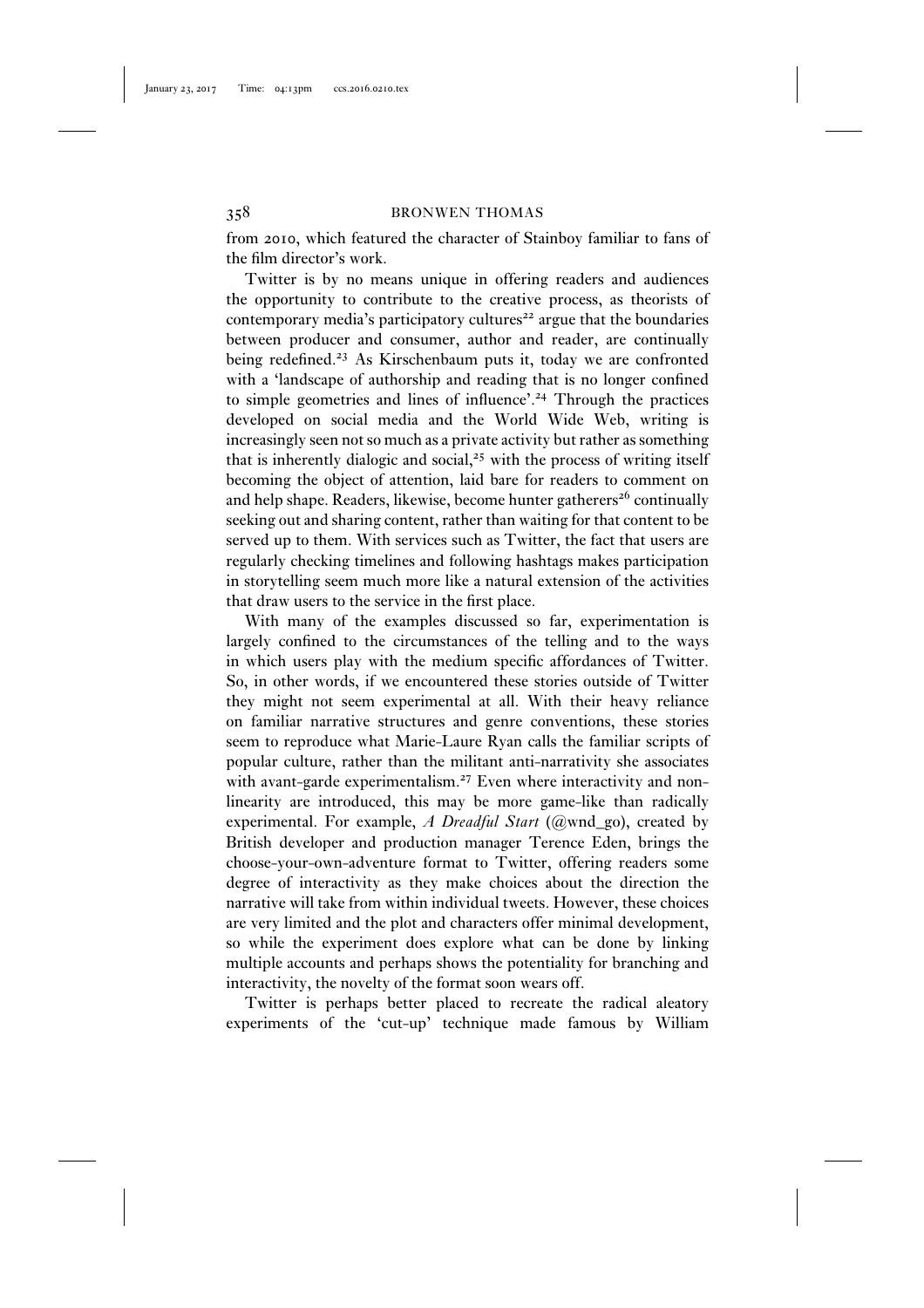from 2010, which featured the character of Stainboy familiar to fans of the film director's work.

Twitter is by no means unique in offering readers and audiences the opportunity to contribute to the creative process, as theorists of contemporary media's participatory cultures[22] argue that the boundaries between producer and consumer, author and reader, are continually being redefined.[23] As Kirschenbaum puts it, today we are confronted with a 'landscape of authorship and reading that is no longer confined to simple geometries and lines of influence'.[24] Through the practices developed on social media and the World Wide Web, writing is increasingly seen not so much as a private activity but rather as something that is inherently dialogic and social,[25] with the process of writing itself becoming the object of attention, laid bare for readers to comment on and help shape. Readers, likewise, become hunter gatherers[26] continually seeking out and sharing content, rather than waiting for that content to be served up to them. With services such as Twitter, the fact that users are regularly checking timelines and following hashtags makes participation in storytelling seem much more like a natural extension of the activities that draw users to the service in the first place.

With many of the examples discussed so far, experimentation is largely confined to the circumstances of the telling and to the ways in which users play with the medium specific affordances of Twitter. So, in other words, if we encountered these stories outside of Twitter they might not seem experimental at all. With their heavy reliance on familiar narrative structures and genre conventions, these stories seem to reproduce what Marie-Laure Ryan calls the familiar scripts of popular culture, rather than the militant anti-narrativity she associates with avant-garde experimentalism.[27] Even where interactivity and non-linearity are introduced, this may be more game-like than radically experimental. For example, *A Dreadful Start* (@wnd_go), created by British developer and production manager Terence Eden, brings the choose-your-own-adventure format to Twitter, offering readers some degree of interactivity as they make choices about the direction the narrative will take from within individual tweets. However, these choices are very limited and the plot and characters offer minimal development, so while the experiment does explore what can be done by linking multiple accounts and perhaps shows the potentiality for branching and interactivity, the novelty of the format soon wears off.

Twitter is perhaps better placed to recreate the radical aleatory experiments of the 'cut-up' technique made famous by William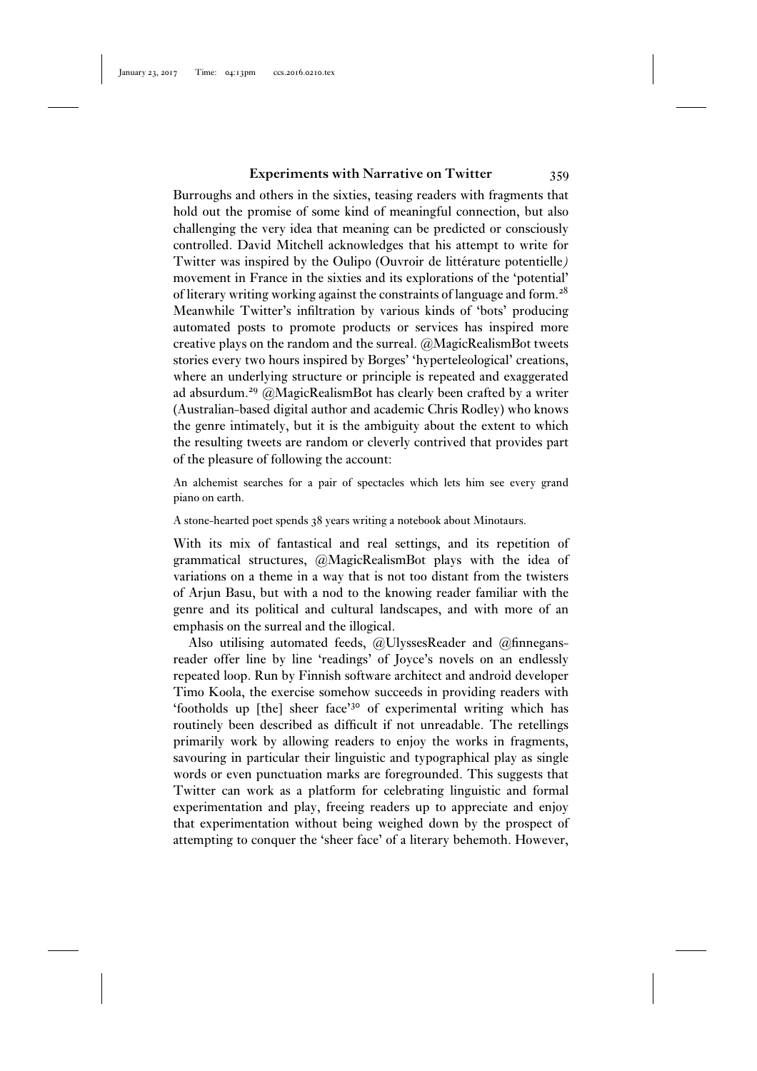Burroughs and others in the sixties, teasing readers with fragments that hold out the promise of some kind of meaningful connection, but also challenging the very idea that meaning can be predicted or consciously controlled. David Mitchell acknowledges that his attempt to write for Twitter was inspired by the Oulipo (Ouvroir de littérature potentielle*)* movement in France in the sixties and its explorations of the 'potential' of literary writing working against the constraints of language and form.[28] Meanwhile Twitter's infiltration by various kinds of 'bots' producing automated posts to promote products or services has inspired more creative plays on the random and the surreal. @MagicRealismBot tweets stories every two hours inspired by Borges' 'hyperteleological' creations, where an underlying structure or principle is repeated and exaggerated ad absurdum.[29] @MagicRealismBot has clearly been crafted by a writer (Australian-based digital author and academic Chris Rodley) who knows the genre intimately, but it is the ambiguity about the extent to which the resulting tweets are random or cleverly contrived that provides part of the pleasure of following the account:

> An alchemist searches for a pair of spectacles which lets him see every grand piano on earth.
>
> A stone-hearted poet spends 38 years writing a notebook about Minotaurs.

With its mix of fantastical and real settings, and its repetition of grammatical structures, @MagicRealismBot plays with the idea of variations on a theme in a way that is not too distant from the twisters of Arjun Basu, but with a nod to the knowing reader familiar with the genre and its political and cultural landscapes, and with more of an emphasis on the surreal and the illogical.

Also utilising automated feeds, @UlyssesReader and @finnegansreader offer line by line 'readings' of Joyce's novels on an endlessly repeated loop. Run by Finnish software architect and android developer Timo Koola, the exercise somehow succeeds in providing readers with 'footholds up [the] sheer face'[30] of experimental writing which has routinely been described as difficult if not unreadable. The retellings primarily work by allowing readers to enjoy the works in fragments, savouring in particular their linguistic and typographical play as single words or even punctuation marks are foregrounded. This suggests that Twitter can work as a platform for celebrating linguistic and formal experimentation and play, freeing readers up to appreciate and enjoy that experimentation without being weighed down by the prospect of attempting to conquer the 'sheer face' of a literary behemoth. However,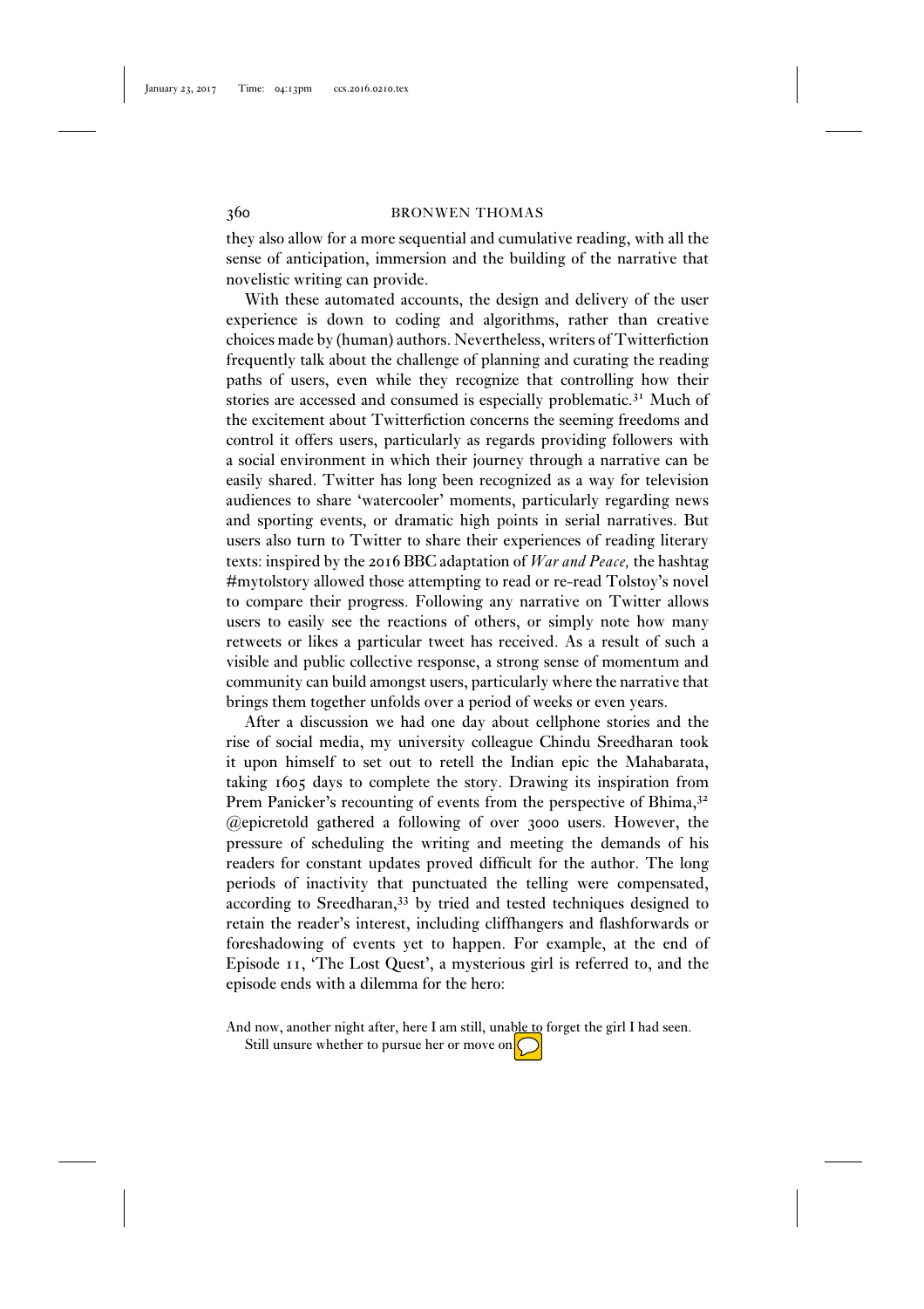they also allow for a more sequential and cumulative reading, with all the sense of anticipation, immersion and the building of the narrative that novelistic writing can provide.

With these automated accounts, the design and delivery of the user experience is down to coding and algorithms, rather than creative choices made by (human) authors. Nevertheless, writers of Twitterfiction frequently talk about the challenge of planning and curating the reading paths of users, even while they recognize that controlling how their stories are accessed and consumed is especially problematic.[31] Much of the excitement about Twitterfiction concerns the seeming freedoms and control it offers users, particularly as regards providing followers with a social environment in which their journey through a narrative can be easily shared. Twitter has long been recognized as a way for television audiences to share 'watercooler' moments, particularly regarding news and sporting events, or dramatic high points in serial narratives. But users also turn to Twitter to share their experiences of reading literary texts: inspired by the 2016 BBC adaptation of *War and Peace,* the hashtag #mytolstory allowed those attempting to read or re-read Tolstoy's novel to compare their progress. Following any narrative on Twitter allows users to easily see the reactions of others, or simply note how many retweets or likes a particular tweet has received. As a result of such a visible and public collective response, a strong sense of momentum and community can build amongst users, particularly where the narrative that brings them together unfolds over a period of weeks or even years.

After a discussion we had one day about cellphone stories and the rise of social media, my university colleague Chindu Sreedharan took it upon himself to set out to retell the Indian epic the Mahabarata, taking 1605 days to complete the story. Drawing its inspiration from Prem Panicker's recounting of events from the perspective of Bhima,[32] @epicretold gathered a following of over 3000 users. However, the pressure of scheduling the writing and meeting the demands of his readers for constant updates proved difficult for the author. The long periods of inactivity that punctuated the telling were compensated, according to Sreedharan,[33] by tried and tested techniques designed to retain the reader's interest, including cliffhangers and flashforwards or foreshadowing of events yet to happen. For example, at the end of Episode 11, 'The Lost Quest', a mysterious girl is referred to, and the episode ends with a dilemma for the hero:

> And now, another night after, here I am still, unable to forget the girl I had seen.
> Still unsure whether to pursue her or move on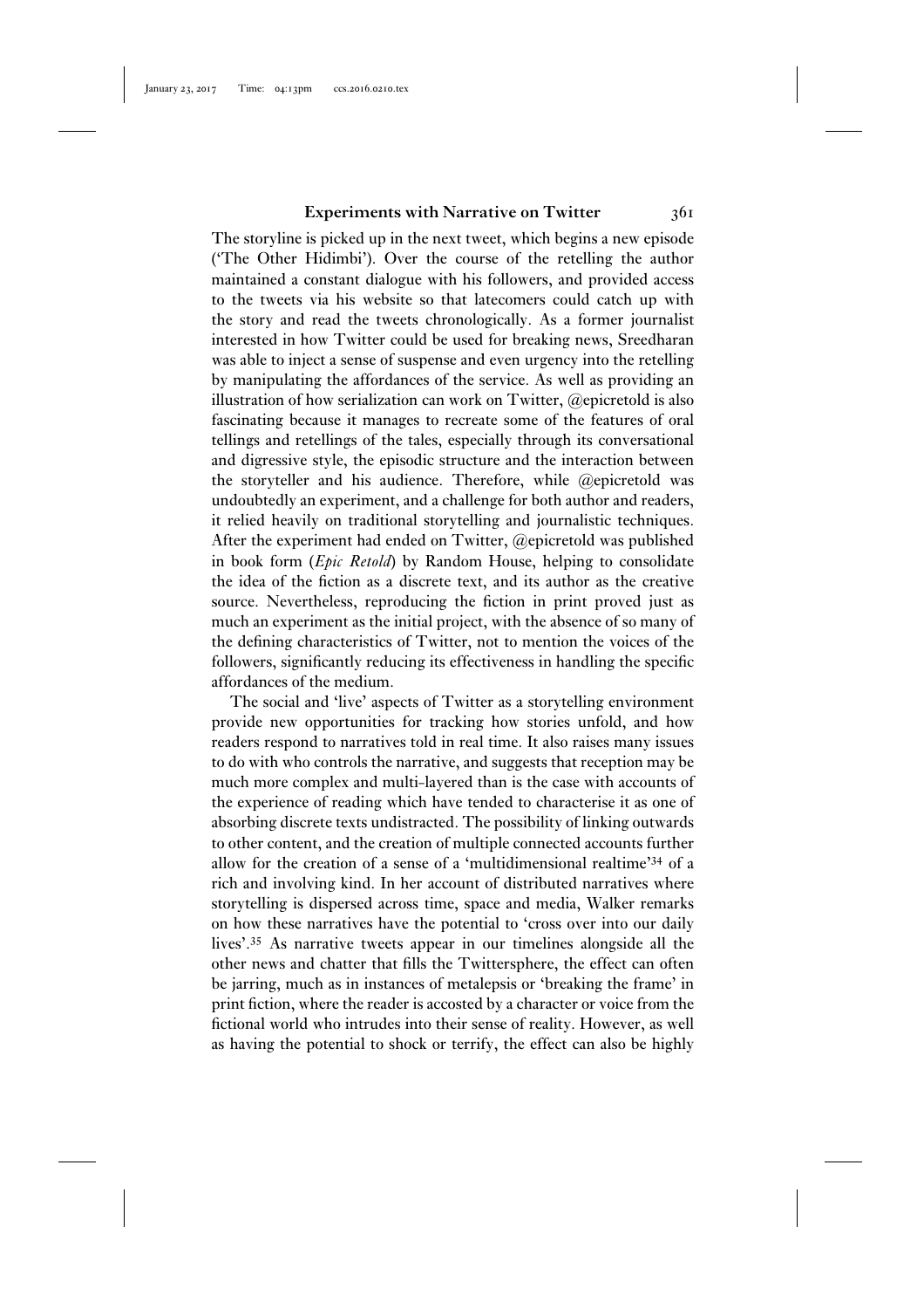The storyline is picked up in the next tweet, which begins a new episode ('The Other Hidimbi'). Over the course of the retelling the author maintained a constant dialogue with his followers, and provided access to the tweets via his website so that latecomers could catch up with the story and read the tweets chronologically. As a former journalist interested in how Twitter could be used for breaking news, Sreedharan was able to inject a sense of suspense and even urgency into the retelling by manipulating the affordances of the service. As well as providing an illustration of how serialization can work on Twitter, @epicretold is also fascinating because it manages to recreate some of the features of oral tellings and retellings of the tales, especially through its conversational and digressive style, the episodic structure and the interaction between the storyteller and his audience. Therefore, while @epicretold was undoubtedly an experiment, and a challenge for both author and readers, it relied heavily on traditional storytelling and journalistic techniques. After the experiment had ended on Twitter, @epicretold was published in book form (*Epic Retold*) by Random House, helping to consolidate the idea of the fiction as a discrete text, and its author as the creative source. Nevertheless, reproducing the fiction in print proved just as much an experiment as the initial project, with the absence of so many of the defining characteristics of Twitter, not to mention the voices of the followers, significantly reducing its effectiveness in handling the specific affordances of the medium.

The social and 'live' aspects of Twitter as a storytelling environment provide new opportunities for tracking how stories unfold, and how readers respond to narratives told in real time. It also raises many issues to do with who controls the narrative, and suggests that reception may be much more complex and multi-layered than is the case with accounts of the experience of reading which have tended to characterise it as one of absorbing discrete texts undistracted. The possibility of linking outwards to other content, and the creation of multiple connected accounts further allow for the creation of a sense of a 'multidimensional realtime'[34] of a rich and involving kind. In her account of distributed narratives where storytelling is dispersed across time, space and media, Walker remarks on how these narratives have the potential to 'cross over into our daily lives'.[35] As narrative tweets appear in our timelines alongside all the other news and chatter that fills the Twittersphere, the effect can often be jarring, much as in instances of metalepsis or 'breaking the frame' in print fiction, where the reader is accosted by a character or voice from the fictional world who intrudes into their sense of reality. However, as well as having the potential to shock or terrify, the effect can also be highly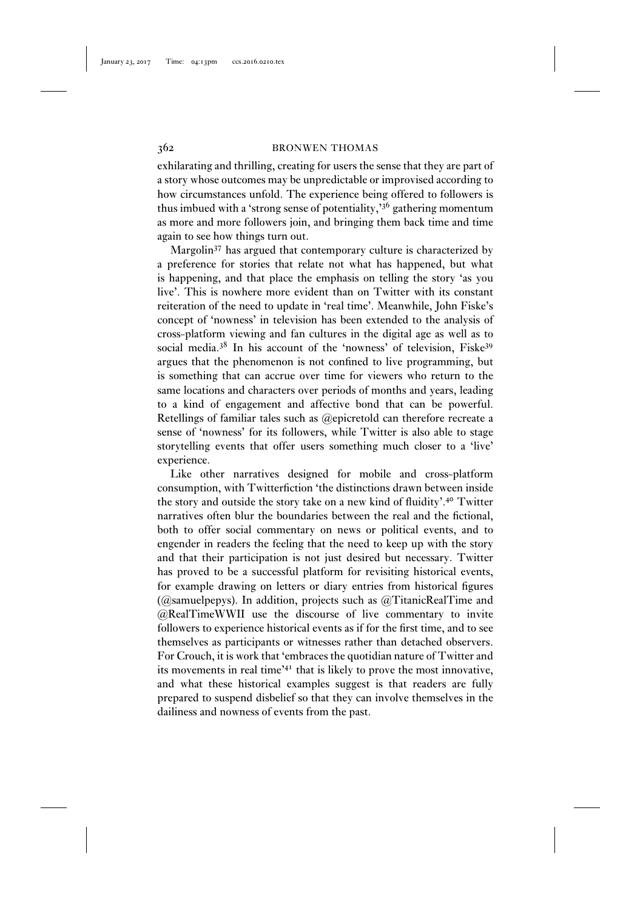exhilarating and thrilling, creating for users the sense that they are part of a story whose outcomes may be unpredictable or improvised according to how circumstances unfold. The experience being offered to followers is thus imbued with a 'strong sense of potentiality,'[36] gathering momentum as more and more followers join, and bringing them back time and time again to see how things turn out.

Margolin[37] has argued that contemporary culture is characterized by a preference for stories that relate not what has happened, but what is happening, and that place the emphasis on telling the story 'as you live'. This is nowhere more evident than on Twitter with its constant reiteration of the need to update in 'real time'. Meanwhile, John Fiske's concept of 'nowness' in television has been extended to the analysis of cross-platform viewing and fan cultures in the digital age as well as to social media.[38] In his account of the 'nowness' of television, Fiske[39] argues that the phenomenon is not confined to live programming, but is something that can accrue over time for viewers who return to the same locations and characters over periods of months and years, leading to a kind of engagement and affective bond that can be powerful. Retellings of familiar tales such as @epicretold can therefore recreate a sense of 'nowness' for its followers, while Twitter is also able to stage storytelling events that offer users something much closer to a 'live' experience.

Like other narratives designed for mobile and cross-platform consumption, with Twitterfiction 'the distinctions drawn between inside the story and outside the story take on a new kind of fluidity'.[40] Twitter narratives often blur the boundaries between the real and the fictional, both to offer social commentary on news or political events, and to engender in readers the feeling that the need to keep up with the story and that their participation is not just desired but necessary. Twitter has proved to be a successful platform for revisiting historical events, for example drawing on letters or diary entries from historical figures (@samuelpepys). In addition, projects such as @TitanicRealTime and @RealTimeWWII use the discourse of live commentary to invite followers to experience historical events as if for the first time, and to see themselves as participants or witnesses rather than detached observers. For Crouch, it is work that 'embraces the quotidian nature of Twitter and its movements in real time'[41] that is likely to prove the most innovative, and what these historical examples suggest is that readers are fully prepared to suspend disbelief so that they can involve themselves in the dailiness and nowness of events from the past.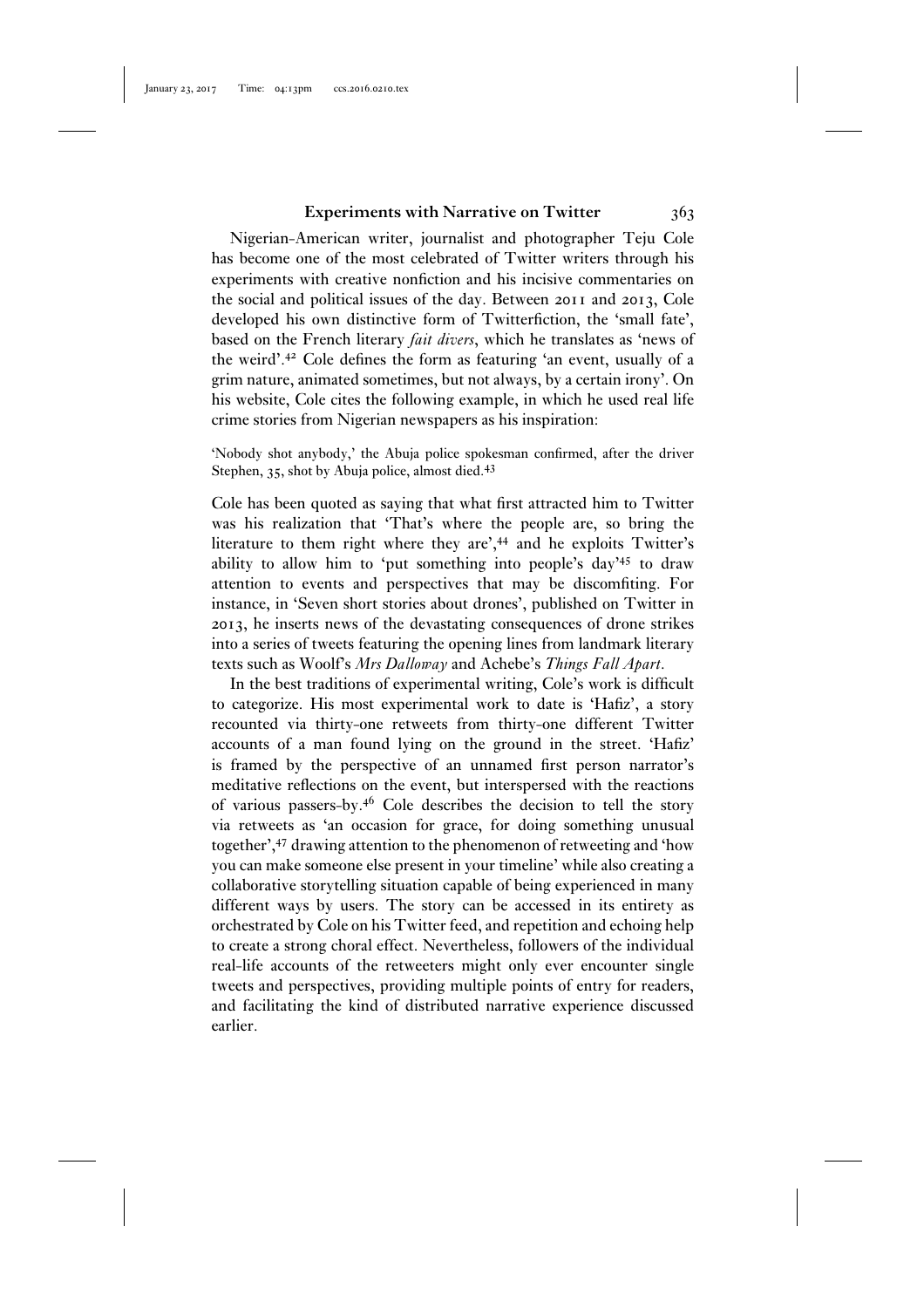Nigerian-American writer, journalist and photographer Teju Cole has become one of the most celebrated of Twitter writers through his experiments with creative nonfiction and his incisive commentaries on the social and political issues of the day. Between 2011 and 2013, Cole developed his own distinctive form of Twitterfiction, the 'small fate', based on the French literary *fait divers*, which he translates as 'news of the weird'.[42] Cole defines the form as featuring 'an event, usually of a grim nature, animated sometimes, but not always, by a certain irony'. On his website, Cole cites the following example, in which he used real life crime stories from Nigerian newspapers as his inspiration:

> 'Nobody shot anybody,' the Abuja police spokesman confirmed, after the driver Stephen, 35, shot by Abuja police, almost died.[43]

Cole has been quoted as saying that what first attracted him to Twitter was his realization that 'That's where the people are, so bring the literature to them right where they are',[44] and he exploits Twitter's ability to allow him to 'put something into people's day'[45] to draw attention to events and perspectives that may be discomfiting. For instance, in 'Seven short stories about drones', published on Twitter in 2013, he inserts news of the devastating consequences of drone strikes into a series of tweets featuring the opening lines from landmark literary texts such as Woolf's *Mrs Dalloway* and Achebe's *Things Fall Apart*.

In the best traditions of experimental writing, Cole's work is difficult to categorize. His most experimental work to date is 'Hafiz', a story recounted via thirty-one retweets from thirty-one different Twitter accounts of a man found lying on the ground in the street. 'Hafiz' is framed by the perspective of an unnamed first person narrator's meditative reflections on the event, but interspersed with the reactions of various passers-by.[46] Cole describes the decision to tell the story via retweets as 'an occasion for grace, for doing something unusual together',[47] drawing attention to the phenomenon of retweeting and 'how you can make someone else present in your timeline' while also creating a collaborative storytelling situation capable of being experienced in many different ways by users. The story can be accessed in its entirety as orchestrated by Cole on his Twitter feed, and repetition and echoing help to create a strong choral effect. Nevertheless, followers of the individual real-life accounts of the retweeters might only ever encounter single tweets and perspectives, providing multiple points of entry for readers, and facilitating the kind of distributed narrative experience discussed earlier.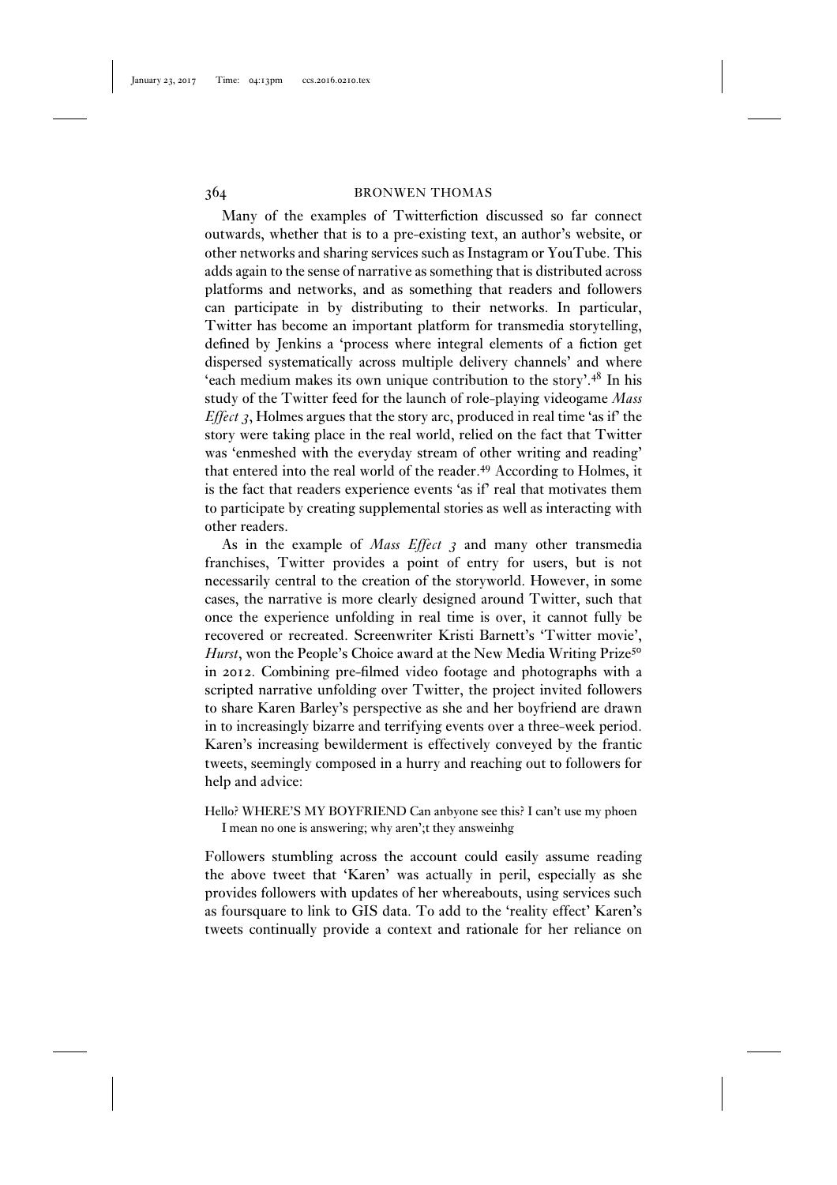Many of the examples of Twitterfiction discussed so far connect outwards, whether that is to a pre-existing text, an author's website, or other networks and sharing services such as Instagram or YouTube. This adds again to the sense of narrative as something that is distributed across platforms and networks, and as something that readers and followers can participate in by distributing to their networks. In particular, Twitter has become an important platform for transmedia storytelling, defined by Jenkins a 'process where integral elements of a fiction get dispersed systematically across multiple delivery channels' and where 'each medium makes its own unique contribution to the story'.[48] In his study of the Twitter feed for the launch of role-playing videogame *Mass Effect 3*, Holmes argues that the story arc, produced in real time 'as if' the story were taking place in the real world, relied on the fact that Twitter was 'enmeshed with the everyday stream of other writing and reading' that entered into the real world of the reader.[49] According to Holmes, it is the fact that readers experience events 'as if' real that motivates them to participate by creating supplemental stories as well as interacting with other readers.

As in the example of *Mass Effect 3* and many other transmedia franchises, Twitter provides a point of entry for users, but is not necessarily central to the creation of the storyworld. However, in some cases, the narrative is more clearly designed around Twitter, such that once the experience unfolding in real time is over, it cannot fully be recovered or recreated. Screenwriter Kristi Barnett's 'Twitter movie', *Hurst*, won the People's Choice award at the New Media Writing Prize[50] in 2012. Combining pre-filmed video footage and photographs with a scripted narrative unfolding over Twitter, the project invited followers to share Karen Barley's perspective as she and her boyfriend are drawn in to increasingly bizarre and terrifying events over a three-week period. Karen's increasing bewilderment is effectively conveyed by the frantic tweets, seemingly composed in a hurry and reaching out to followers for help and advice:

> Hello? WHERE'S MY BOYFRIEND Can anbyone see this? I can't use my phoen I mean no one is answering; why aren';t they answeinhg

Followers stumbling across the account could easily assume reading the above tweet that 'Karen' was actually in peril, especially as she provides followers with updates of her whereabouts, using services such as foursquare to link to GIS data. To add to the 'reality effect' Karen's tweets continually provide a context and rationale for her reliance on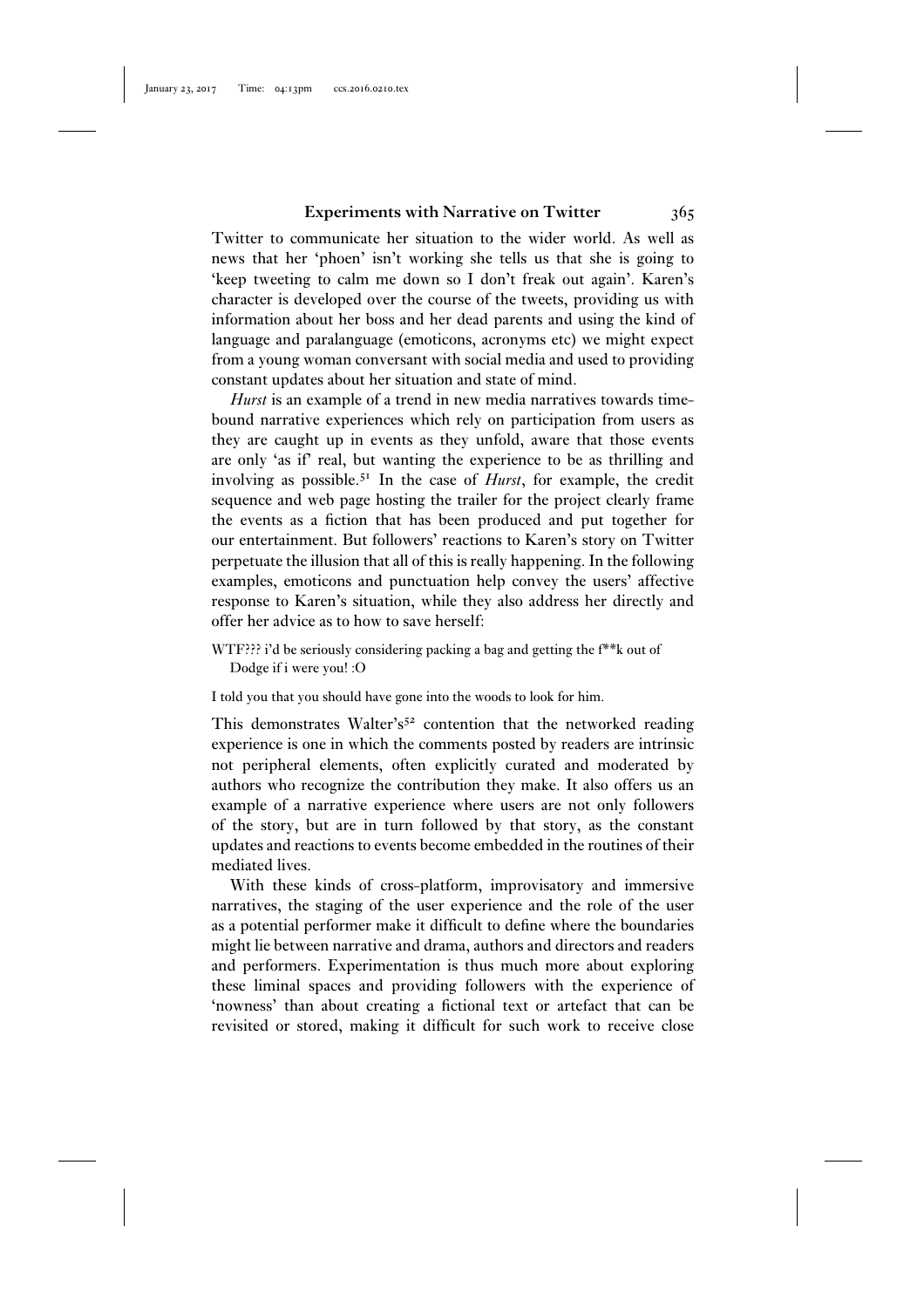Twitter to communicate her situation to the wider world. As well as news that her 'phoen' isn't working she tells us that she is going to 'keep tweeting to calm me down so I don't freak out again'. Karen's character is developed over the course of the tweets, providing us with information about her boss and her dead parents and using the kind of language and paralanguage (emoticons, acronyms etc) we might expect from a young woman conversant with social media and used to providing constant updates about her situation and state of mind.

*Hurst* is an example of a trend in new media narratives towards time-bound narrative experiences which rely on participation from users as they are caught up in events as they unfold, aware that those events are only 'as if' real, but wanting the experience to be as thrilling and involving as possible.[51] In the case of *Hurst*, for example, the credit sequence and web page hosting the trailer for the project clearly frame the events as a fiction that has been produced and put together for our entertainment. But followers' reactions to Karen's story on Twitter perpetuate the illusion that all of this is really happening. In the following examples, emoticons and punctuation help convey the users' affective response to Karen's situation, while they also address her directly and offer her advice as to how to save herself:

> WTF??? i'd be seriously considering packing a bag and getting the f**k out of Dodge if i were you! :O

> I told you that you should have gone into the woods to look for him.

This demonstrates Walter's[52] contention that the networked reading experience is one in which the comments posted by readers are intrinsic not peripheral elements, often explicitly curated and moderated by authors who recognize the contribution they make. It also offers us an example of a narrative experience where users are not only followers of the story, but are in turn followed by that story, as the constant updates and reactions to events become embedded in the routines of their mediated lives.

With these kinds of cross-platform, improvisatory and immersive narratives, the staging of the user experience and the role of the user as a potential performer make it difficult to define where the boundaries might lie between narrative and drama, authors and directors and readers and performers. Experimentation is thus much more about exploring these liminal spaces and providing followers with the experience of 'nowness' than about creating a fictional text or artefact that can be revisited or stored, making it difficult for such work to receive close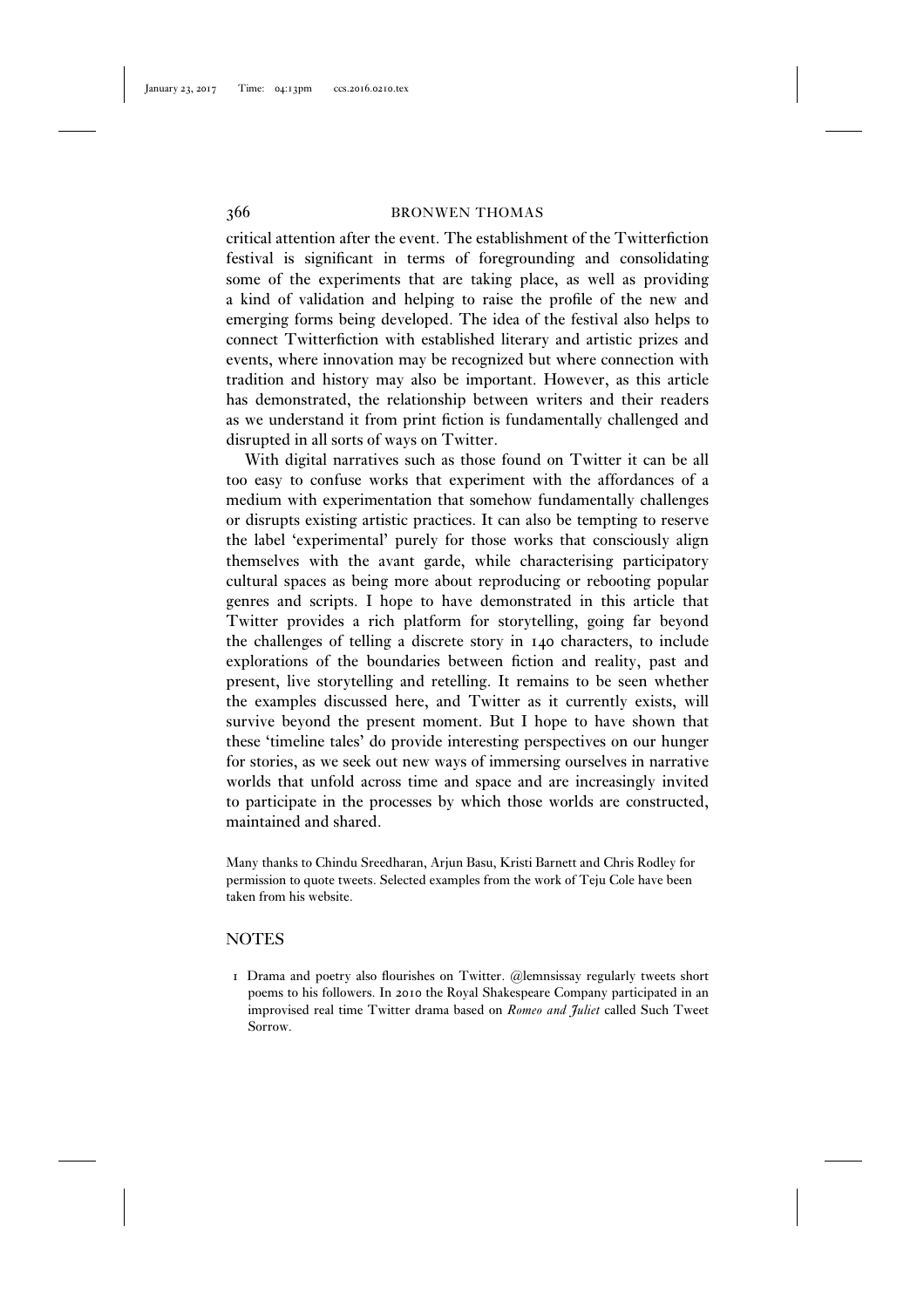critical attention after the event. The establishment of the Twitterfiction festival is significant in terms of foregrounding and consolidating some of the experiments that are taking place, as well as providing a kind of validation and helping to raise the profile of the new and emerging forms being developed. The idea of the festival also helps to connect Twitterfiction with established literary and artistic prizes and events, where innovation may be recognized but where connection with tradition and history may also be important. However, as this article has demonstrated, the relationship between writers and their readers as we understand it from print fiction is fundamentally challenged and disrupted in all sorts of ways on Twitter.

With digital narratives such as those found on Twitter it can be all too easy to confuse works that experiment with the affordances of a medium with experimentation that somehow fundamentally challenges or disrupts existing artistic practices. It can also be tempting to reserve the label 'experimental' purely for those works that consciously align themselves with the avant garde, while characterising participatory cultural spaces as being more about reproducing or rebooting popular genres and scripts. I hope to have demonstrated in this article that Twitter provides a rich platform for storytelling, going far beyond the challenges of telling a discrete story in 140 characters, to include explorations of the boundaries between fiction and reality, past and present, live storytelling and retelling. It remains to be seen whether the examples discussed here, and Twitter as it currently exists, will survive beyond the present moment. But I hope to have shown that these 'timeline tales' do provide interesting perspectives on our hunger for stories, as we seek out new ways of immersing ourselves in narrative worlds that unfold across time and space and are increasingly invited to participate in the processes by which those worlds are constructed, maintained and shared.

Many thanks to Chindu Sreedharan, Arjun Basu, Kristi Barnett and Chris Rodley for permission to quote tweets. Selected examples from the work of Teju Cole have been taken from his website.

## NOTES

1 Drama and poetry also flourishes on Twitter. @lemnsissay regularly tweets short poems to his followers. In 2010 the Royal Shakespeare Company participated in an improvised real time Twitter drama based on *Romeo and Juliet* called Such Tweet Sorrow.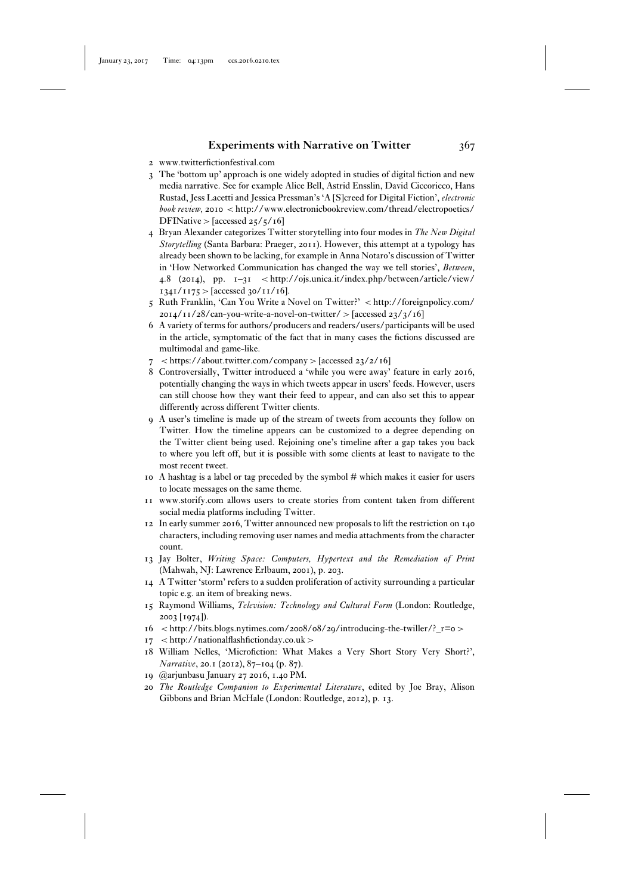2 www.twitterfictionfestival.com
3 The 'bottom up' approach is one widely adopted in studies of digital fiction and new media narrative. See for example Alice Bell, Astrid Ensslin, David Ciccoricco, Hans Rustad, Jess Laccetti and Jessica Pressman's 'A [S]creed for Digital Fiction', *electronic book review*, 2010 < http://www.electronicbookreview.com/thread/electropoetics/DFINative > [accessed 25/5/16]
4 Bryan Alexander categorizes Twitter storytelling into four modes in *The New Digital Storytelling* (Santa Barbara: Praeger, 2011). However, this attempt at a typology has already been shown to be lacking, for example in Anna Notaro's discussion of Twitter in 'How Networked Communication has changed the way we tell stories', *Between*, 4.8 (2014), pp. 1–31 < http://ojs.unica.it/index.php/between/article/view/1341/1175 > [accessed 30/11/16].
5 Ruth Franklin, 'Can You Write a Novel on Twitter?' < http://foreignpolicy.com/2014/11/28/can-you-write-a-novel-on-twitter/ > [accessed 23/3/16]
6 A variety of terms for authors/producers and readers/users/participants will be used in the article, symptomatic of the fact that in many cases the fictions discussed are multimodal and game-like.
7 < https://about.twitter.com/company > [accessed 23/2/16]
8 Controversially, Twitter introduced a 'while you were away' feature in early 2016, potentially changing the ways in which tweets appear in users' feeds. However, users can still choose how they want their feed to appear, and can also set this to appear differently across different Twitter clients.
9 A user's timeline is made up of the stream of tweets from accounts they follow on Twitter. How the timeline appears can be customized to a degree depending on the Twitter client being used. Rejoining one's timeline after a gap takes you back to where you left off, but it is possible with some clients at least to navigate to the most recent tweet.
10 A hashtag is a label or tag preceded by the symbol # which makes it easier for users to locate messages on the same theme.
11 www.storify.com allows users to create stories from content taken from different social media platforms including Twitter.
12 In early summer 2016, Twitter announced new proposals to lift the restriction on 140 characters, including removing user names and media attachments from the character count.
13 Jay Bolter, *Writing Space: Computers, Hypertext and the Remediation of Print* (Mahwah, NJ: Lawrence Erlbaum, 2001), p. 203.
14 A Twitter 'storm' refers to a sudden proliferation of activity surrounding a particular topic e.g. an item of breaking news.
15 Raymond Williams, *Television: Technology and Cultural Form* (London: Routledge, 2003 [1974]).
16 < http://bits.blogs.nytimes.com/2008/08/29/introducing-the-twiller/?_r=0 >
17 < http://nationalflashfictionday.co.uk >
18 William Nelles, 'Microfiction: What Makes a Very Short Story Very Short?', *Narrative*, 20.1 (2012), 87–104 (p. 87).
19 @arjunbasu January 27 2016, 1.40 PM.
20 *The Routledge Companion to Experimental Literature*, edited by Joe Bray, Alison Gibbons and Brian McHale (London: Routledge, 2012), p. 13.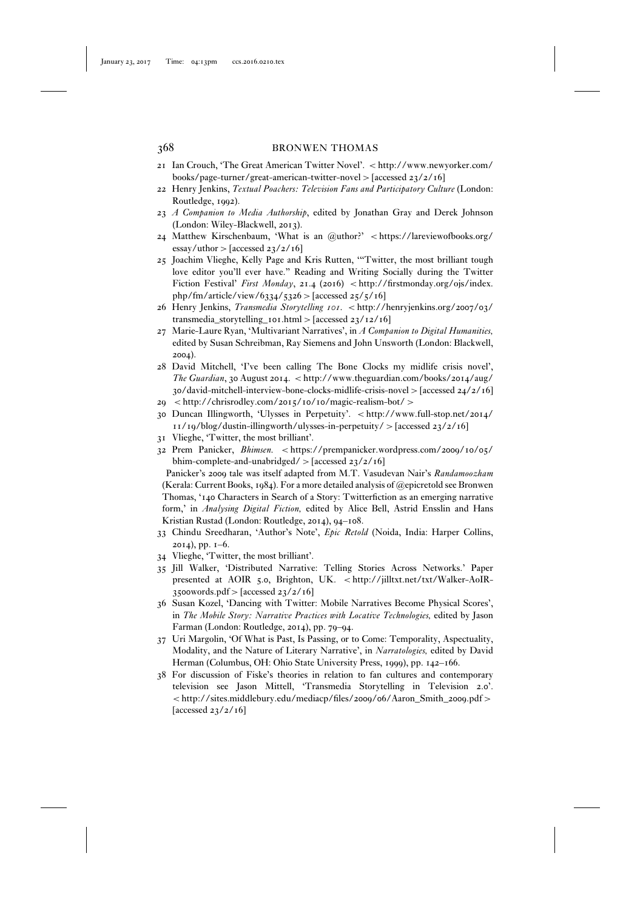21 Ian Crouch, 'The Great American Twitter Novel'. < http://www.newyorker.com/books/page-turner/great-american-twitter-novel > [accessed 23/2/16]

22 Henry Jenkins, *Textual Poachers: Television Fans and Participatory Culture* (London: Routledge, 1992).

23 *A Companion to Media Authorship*, edited by Jonathan Gray and Derek Johnson (London: Wiley-Blackwell, 2013).

24 Matthew Kirschenbaum, 'What is an @uthor?' < https://lareviewofbooks.org/essay/uthor > [accessed 23/2/16]

25 Joachim Vlieghe, Kelly Page and Kris Rutten, '"Twitter, the most brilliant tough love editor you'll ever have." Reading and Writing Socially during the Twitter Fiction Festival' *First Monday*, 21.4 (2016) < http://firstmonday.org/ojs/index.php/fm/article/view/6334/5326 > [accessed 25/5/16]

26 Henry Jenkins, *Transmedia Storytelling 101*. < http://henryjenkins.org/2007/03/transmedia_storytelling_101.html > [accessed 23/12/16]

27 Marie-Laure Ryan, 'Multivariant Narratives', in *A Companion to Digital Humanities,* edited by Susan Schreibman, Ray Siemens and John Unsworth (London: Blackwell, 2004).

28 David Mitchell, 'I've been calling The Bone Clocks my midlife crisis novel', *The Guardian*, 30 August 2014. < http://www.theguardian.com/books/2014/aug/30/david-mitchell-interview-bone-clocks-midlife-crisis-novel > [accessed 24/2/16]

29 < http://chrisrodley.com/2015/10/10/magic-realism-bot/ >

30 Duncan Illingworth, 'Ulysses in Perpetuity'. < http://www.full-stop.net/2014/11/19/blog/dustin-illingworth/ulysses-in-perpetuity/ > [accessed 23/2/16]

31 Vlieghe, 'Twitter, the most brilliant'.

32 Prem Panicker, *Bhimsen.* < https://prempanicker.wordpress.com/2009/10/05/bhim-complete-and-unabridged/ > [accessed 23/2/16]

Panicker's 2009 tale was itself adapted from M.T. Vasudevan Nair's *Randamoozham* (Kerala: Current Books, 1984). For a more detailed analysis of @epicretold see Bronwen Thomas, '140 Characters in Search of a Story: Twitterfiction as an emerging narrative form,' in *Analysing Digital Fiction,* edited by Alice Bell, Astrid Ensslin and Hans Kristian Rustad (London: Routledge, 2014), 94–108.

33 Chindu Sreedharan, 'Author's Note', *Epic Retold* (Noida, India: Harper Collins, 2014), pp. 1–6.

34 Vlieghe, 'Twitter, the most brilliant'.

35 Jill Walker, 'Distributed Narrative: Telling Stories Across Networks.' Paper presented at AOIR 5.0, Brighton, UK. < http://jilltxt.net/txt/Walker-AoIR-3500words.pdf > [accessed 23/2/16]

36 Susan Kozel, 'Dancing with Twitter: Mobile Narratives Become Physical Scores', in *The Mobile Story: Narrative Practices with Locative Technologies,* edited by Jason Farman (London: Routledge, 2014), pp. 79–94.

37 Uri Margolin, 'Of What is Past, Is Passing, or to Come: Temporality, Aspectuality, Modality, and the Nature of Literary Narrative', in *Narratologies,* edited by David Herman (Columbus, OH: Ohio State University Press, 1999), pp. 142–166.

38 For discussion of Fiske's theories in relation to fan cultures and contemporary television see Jason Mittell, 'Transmedia Storytelling in Television 2.0'. < http://sites.middlebury.edu/mediacp/files/2009/06/Aaron_Smith_2009.pdf > [accessed 23/2/16]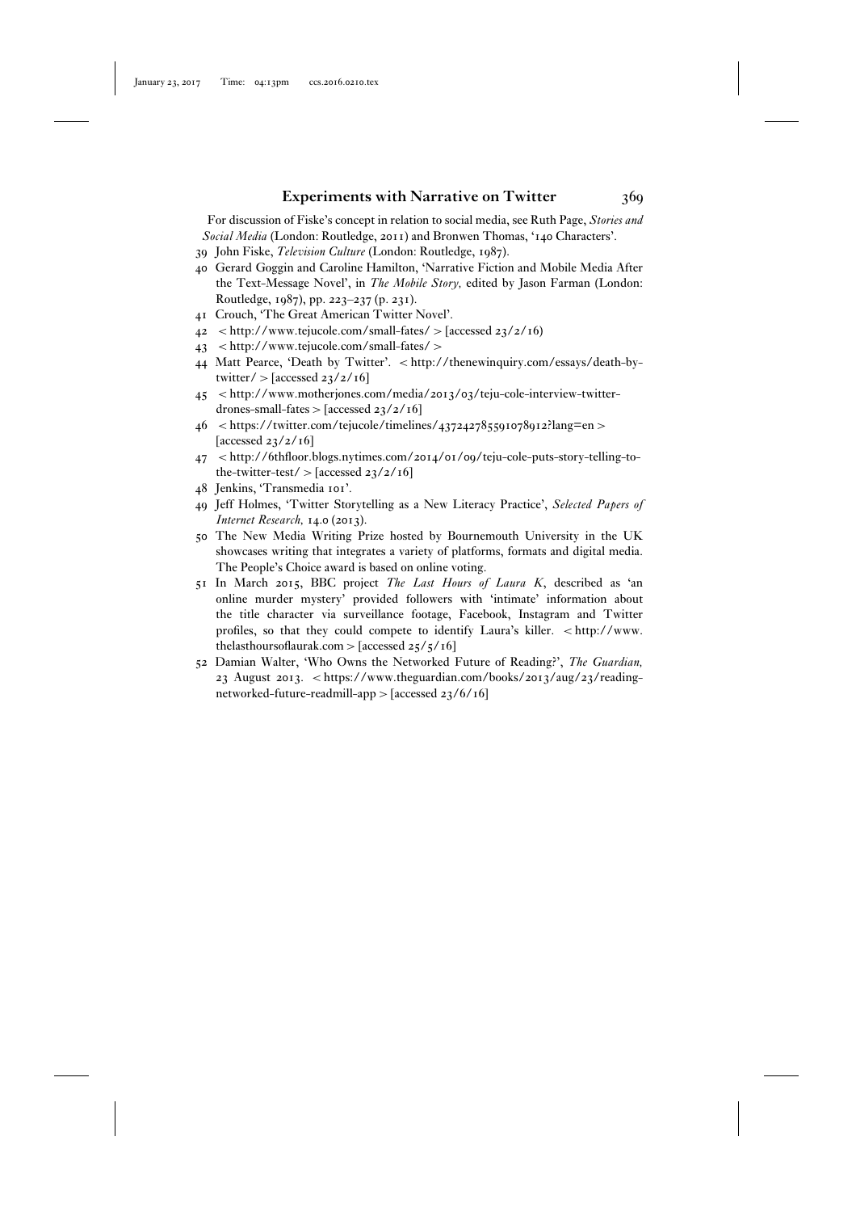For discussion of Fiske's concept in relation to social media, see Ruth Page, *Stories and Social Media* (London: Routledge, 2011) and Bronwen Thomas, '140 Characters'.

39 John Fiske, *Television Culture* (London: Routledge, 1987).

40 Gerard Goggin and Caroline Hamilton, 'Narrative Fiction and Mobile Media After the Text-Message Novel', in *The Mobile Story,* edited by Jason Farman (London: Routledge, 1987), pp. 223–237 (p. 231).

41 Crouch, 'The Great American Twitter Novel'.

42 < http://www.tejucole.com/small-fates/ > [accessed 23/2/16)

43 < http://www.tejucole.com/small-fates/ >

44 Matt Pearce, 'Death by Twitter'. < http://thenewinquiry.com/essays/death-by-twitter/ > [accessed 23/2/16]

45 < http://www.motherjones.com/media/2013/03/teju-cole-interview-twitter-drones-small-fates > [accessed 23/2/16]

46 < https://twitter.com/tejucole/timelines/437242785591078912?lang=en > [accessed 23/2/16]

47 < http://6thfloor.blogs.nytimes.com/2014/01/09/teju-cole-puts-story-telling-to-the-twitter-test/ > [accessed 23/2/16]

48 Jenkins, 'Transmedia 101'.

49 Jeff Holmes, 'Twitter Storytelling as a New Literacy Practice', *Selected Papers of Internet Research,* 14.0 (2013).

50 The New Media Writing Prize hosted by Bournemouth University in the UK showcases writing that integrates a variety of platforms, formats and digital media. The People's Choice award is based on online voting.

51 In March 2015, BBC project *The Last Hours of Laura K*, described as 'an online murder mystery' provided followers with 'intimate' information about the title character via surveillance footage, Facebook, Instagram and Twitter profiles, so that they could compete to identify Laura's killer. < http://www.thelasthoursoflaurak.com > [accessed 25/5/16]

52 Damian Walter, 'Who Owns the Networked Future of Reading?', *The Guardian,* 23 August 2013. < https://www.theguardian.com/books/2013/aug/23/reading-networked-future-readmill-app > [accessed 23/6/16]